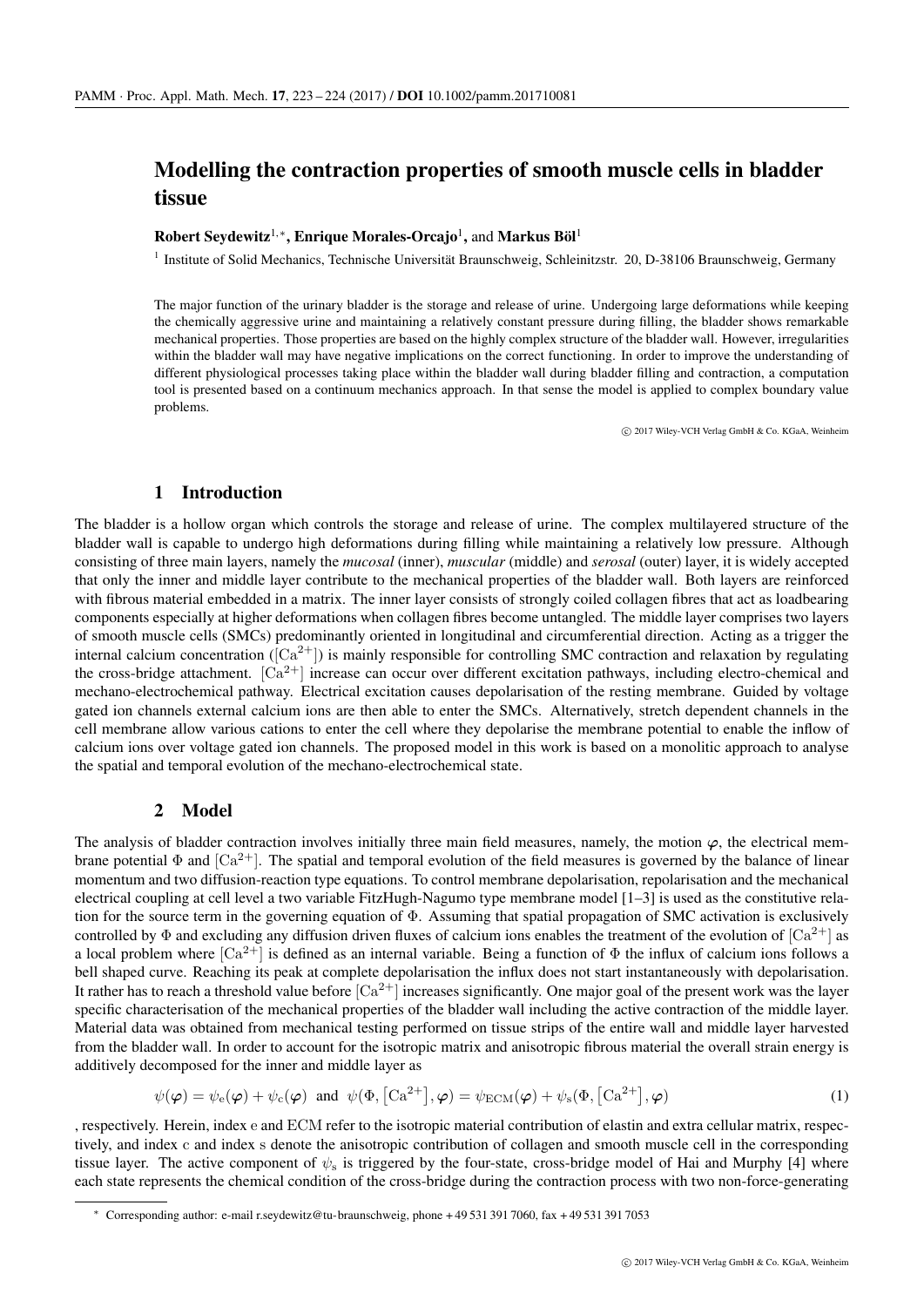# Modelling the contraction properties of smooth muscle cells in bladder tissue

**Robert Seydewitz**[1,*], **Enrique Morales-Orcajo**[1], and **Markus Böl**[1]

[1] Institute of Solid Mechanics, Technische Universität Braunschweig, Schleinitzstr. 20, D-38106 Braunschweig, Germany

The major function of the urinary bladder is the storage and release of urine. Undergoing large deformations while keeping the chemically aggressive urine and maintaining a relatively constant pressure during filling, the bladder shows remarkable mechanical properties. Those properties are based on the highly complex structure of the bladder wall. However, irregularities within the bladder wall may have negative implications on the correct functioning. In order to improve the understanding of different physiological processes taking place within the bladder wall during bladder filling and contraction, a computation tool is presented based on a continuum mechanics approach. In that sense the model is applied to complex boundary value problems.

© 2017 Wiley-VCH Verlag GmbH & Co. KGaA, Weinheim

## 1 Introduction

The bladder is a hollow organ which controls the storage and release of urine. The complex multilayered structure of the bladder wall is capable to undergo high deformations during filling while maintaining a relatively low pressure. Although consisting of three main layers, namely the *mucosal* (inner), *muscular* (middle) and *serosal* (outer) layer, it is widely accepted that only the inner and middle layer contribute to the mechanical properties of the bladder wall. Both layers are reinforced with fibrous material embedded in a matrix. The inner layer consists of strongly coiled collagen fibres that act as loadbearing components especially at higher deformations when collagen fibres become untangled. The middle layer comprises two layers of smooth muscle cells (SMCs) predominantly oriented in longitudinal and circumferential direction. Acting as a trigger the internal calcium concentration ($[\mathrm{Ca}^{2+}]$) is mainly responsible for controlling SMC contraction and relaxation by regulating the cross-bridge attachment. $[\mathrm{Ca}^{2+}]$ increase can occur over different excitation pathways, including electro-chemical and mechano-electrochemical pathway. Electrical excitation causes depolarisation of the resting membrane. Guided by voltage gated ion channels external calcium ions are then able to enter the SMCs. Alternatively, stretch dependent channels in the cell membrane allow various cations to enter the cell where they depolarise the membrane potential to enable the inflow of calcium ions over voltage gated ion channels. The proposed model in this work is based on a monolitic approach to analyse the spatial and temporal evolution of the mechano-electrochemical state.

## 2 Model

The analysis of bladder contraction involves initially three main field measures, namely, the motion $\boldsymbol{\varphi}$, the electrical membrane potential $\Phi$ and $[\mathrm{Ca}^{2+}]$. The spatial and temporal evolution of the field measures is governed by the balance of linear momentum and two diffusion-reaction type equations. To control membrane depolarisation, repolarisation and the mechanical electrical coupling at cell level a two variable FitzHugh-Nagumo type membrane model [1–3] is used as the constitutive relation for the source term in the governing equation of $\Phi$. Assuming that spatial propagation of SMC activation is exclusively controlled by $\Phi$ and excluding any diffusion driven fluxes of calcium ions enables the treatment of the evolution of $[\mathrm{Ca}^{2+}]$ as a local problem where $[\mathrm{Ca}^{2+}]$ is defined as an internal variable. Being a function of $\Phi$ the influx of calcium ions follows a bell shaped curve. Reaching its peak at complete depolarisation the influx does not start instantaneously with depolarisation. It rather has to reach a threshold value before $[\mathrm{Ca}^{2+}]$ increases significantly. One major goal of the present work was the layer specific characterisation of the mechanical properties of the bladder wall including the active contraction of the middle layer. Material data was obtained from mechanical testing performed on tissue strips of the entire wall and middle layer harvested from the bladder wall. In order to account for the isotropic matrix and anisotropic fibrous material the overall strain energy is additively decomposed for the inner and middle layer as

$$\psi(\boldsymbol{\varphi}) = \psi_{\mathrm{e}}(\boldsymbol{\varphi}) + \psi_{\mathrm{c}}(\boldsymbol{\varphi}) \quad \text{and} \quad \psi(\Phi, [\mathrm{Ca}^{2+}], \boldsymbol{\varphi}) = \psi_{\mathrm{ECM}}(\boldsymbol{\varphi}) + \psi_{\mathrm{s}}(\Phi, [\mathrm{Ca}^{2+}], \boldsymbol{\varphi}) \tag{1}$$

, respectively. Herein, index e and ECM refer to the isotropic material contribution of elastin and extra cellular matrix, respectively, and index c and index s denote the anisotropic contribution of collagen and smooth muscle cell in the corresponding tissue layer. The active component of $\psi_{\mathrm{s}}$ is triggered by the four-state, cross-bridge model of Hai and Murphy [4] where each state represents the chemical condition of the cross-bridge during the contraction process with two non-force-generating

[*] Corresponding author: e-mail r.seydewitz@tu-braunschweig, phone +49 531 391 7060, fax +49 531 391 7053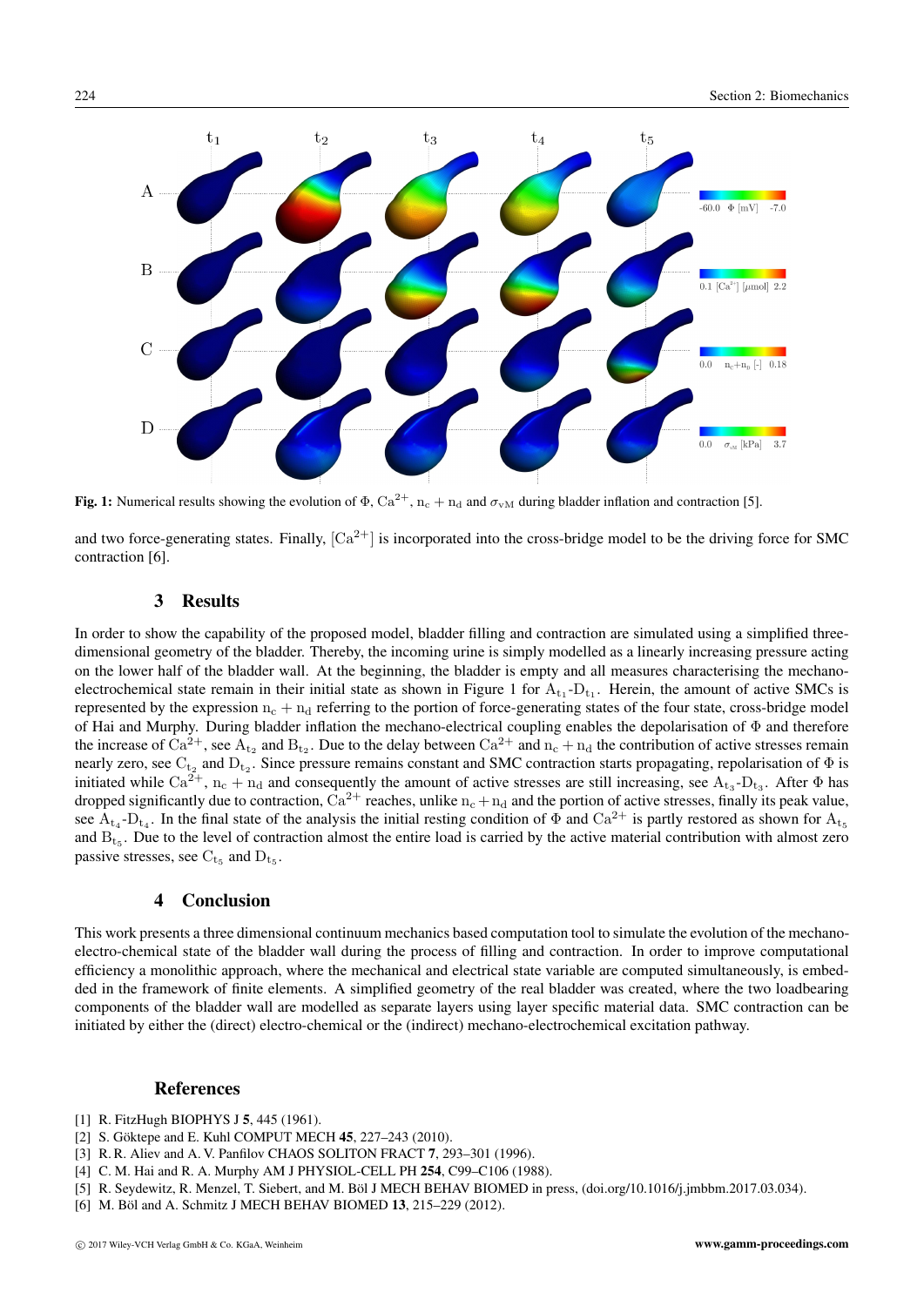t1 t2 t3 t4 t5

A

B

C

D

-60.0 Φ [mV] -7.0

0.1 [Ca²⁺] [μmol] 2.2

0.0 $n_c+n_d$ [-] 0.18

0.0 $\sigma_{vM}$ [kPa] 3.7

**Fig. 1:** Numerical results showing the evolution of $\Phi$, $Ca^{2+}$, $n_c + n_d$ and $\sigma_{vM}$ during bladder inflation and contraction [5].

and two force-generating states. Finally, $[Ca^{2+}]$ is incorporated into the cross-bridge model to be the driving force for SMC contraction [6].

## 3 Results

In order to show the capability of the proposed model, bladder filling and contraction are simulated using a simplified three-dimensional geometry of the bladder. Thereby, the incoming urine is simply modelled as a linearly increasing pressure acting on the lower half of the bladder wall. At the beginning, the bladder is empty and all measures characterising the mechano-electrochemical state remain in their initial state as shown in Figure 1 for $A_{t_1}$-$D_{t_1}$. Herein, the amount of active SMCs is represented by the expression $n_c + n_d$ referring to the portion of force-generating states of the four state, cross-bridge model of Hai and Murphy. During bladder inflation the mechano-electrical coupling enables the depolarisation of $\Phi$ and therefore the increase of $Ca^{2+}$, see $A_{t_2}$ and $B_{t_2}$. Due to the delay between $Ca^{2+}$ and $n_c + n_d$ the contribution of active stresses remain nearly zero, see $C_{t_2}$ and $D_{t_2}$. Since pressure remains constant and SMC contraction starts propagating, repolarisation of $\Phi$ is initiated while $Ca^{2+}$, $n_c + n_d$ and consequently the amount of active stresses are still increasing, see $A_{t_3}$-$D_{t_3}$. After $\Phi$ has dropped significantly due to contraction, $Ca^{2+}$ reaches, unlike $n_c + n_d$ and the portion of active stresses, finally its peak value, see $A_{t_4}$-$D_{t_4}$. In the final state of the analysis the initial resting condition of $\Phi$ and $Ca^{2+}$ is partly restored as shown for $A_{t_5}$ and $B_{t_5}$. Due to the level of contraction almost the entire load is carried by the active material contribution with almost zero passive stresses, see $C_{t_5}$ and $D_{t_5}$.

## 4 Conclusion

This work presents a three dimensional continuum mechanics based computation tool to simulate the evolution of the mechano-electro-chemical state of the bladder wall during the process of filling and contraction. In order to improve computational efficiency a monolithic approach, where the mechanical and electrical state variable are computed simultaneously, is embedded in the framework of finite elements. A simplified geometry of the real bladder was created, where the two loadbearing components of the bladder wall are modelled as separate layers using layer specific material data. SMC contraction can be initiated by either the (direct) electro-chemical or the (indirect) mechano-electrochemical excitation pathway.

## References

[1] R. FitzHugh BIOPHYS J **5**, 445 (1961).

[2] S. Göktepe and E. Kuhl COMPUT MECH **45**, 227–243 (2010).

[3] R. R. Aliev and A. V. Panfilov CHAOS SOLITON FRACT **7**, 293–301 (1996).

[4] C. M. Hai and R. A. Murphy AM J PHYSIOL-CELL PH **254**, C99–C106 (1988).

[5] R. Seydewitz, R. Menzel, T. Siebert, and M. Böl J MECH BEHAV BIOMED in press, (doi.org/10.1016/j.jmbbm.2017.03.034).

[6] M. Böl and A. Schmitz J MECH BEHAV BIOMED **13**, 215–229 (2012).